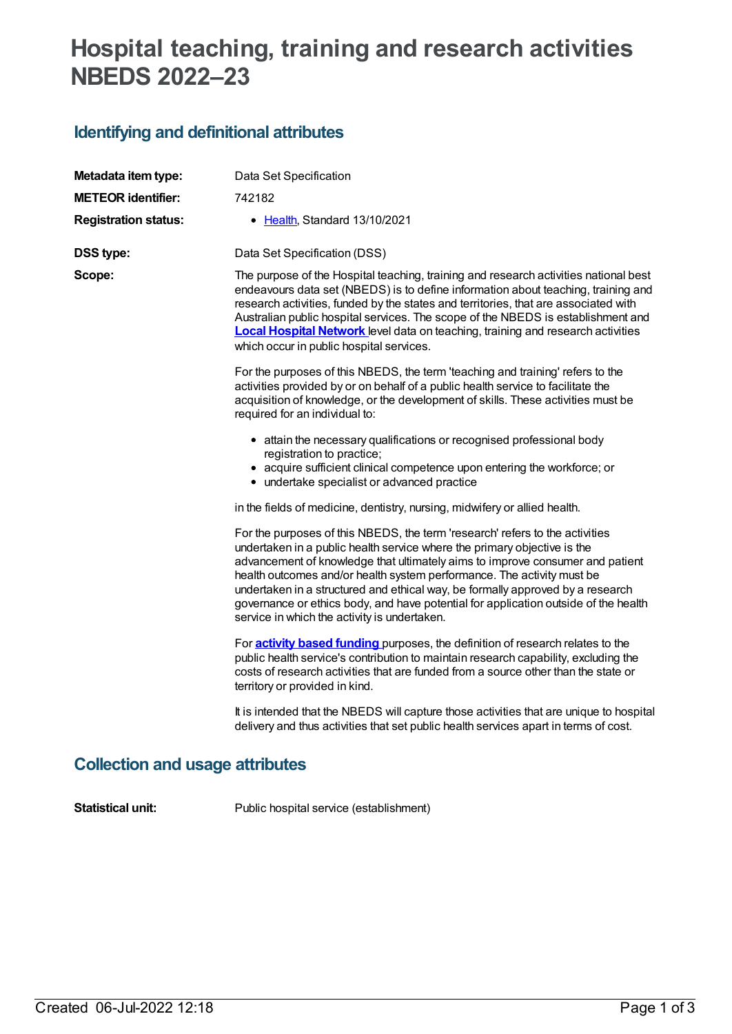# Hospital teaching, training and research activities NBEDS 2022–23

## Identifying and definitional attributes

| | |
|---|---|
| **Metadata item type:** | Data Set Specification |
| **METEOR identifier:** | 742182 |
| **Registration status:** | • Health, Standard 13/10/2021 |
| **DSS type:** | Data Set Specification (DSS) |

**Scope:**

The purpose of the Hospital teaching, training and research activities national best endeavours data set (NBEDS) is to define information about teaching, training and research activities, funded by the states and territories, that are associated with Australian public hospital services. The scope of the NBEDS is establishment and **Local Hospital Network** level data on teaching, training and research activities which occur in public hospital services.

For the purposes of this NBEDS, the term 'teaching and training' refers to the activities provided by or on behalf of a public health service to facilitate the acquisition of knowledge, or the development of skills. These activities must be required for an individual to:

- attain the necessary qualifications or recognised professional body registration to practice;
- acquire sufficient clinical competence upon entering the workforce; or
- undertake specialist or advanced practice

in the fields of medicine, dentistry, nursing, midwifery or allied health.

For the purposes of this NBEDS, the term 'research' refers to the activities undertaken in a public health service where the primary objective is the advancement of knowledge that ultimately aims to improve consumer and patient health outcomes and/or health system performance. The activity must be undertaken in a structured and ethical way, be formally approved by a research governance or ethics body, and have potential for application outside of the health service in which the activity is undertaken.

For **activity based funding** purposes, the definition of research relates to the public health service's contribution to maintain research capability, excluding the costs of research activities that are funded from a source other than the state or territory or provided in kind.

It is intended that the NBEDS will capture those activities that are unique to hospital delivery and thus activities that set public health services apart in terms of cost.

## Collection and usage attributes

**Statistical unit:** Public hospital service (establishment)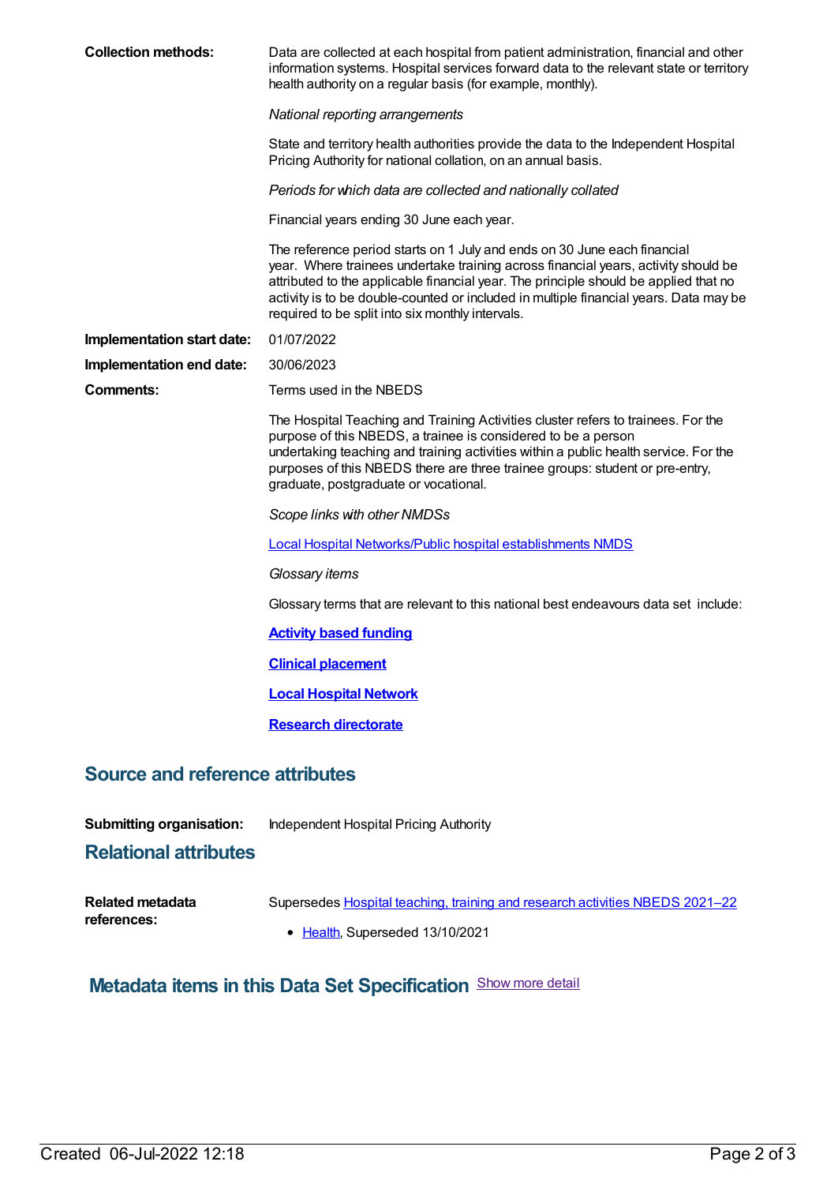**Collection methods:** Data are collected at each hospital from patient administration, financial and other information systems. Hospital services forward data to the relevant state or territory health authority on a regular basis (for example, monthly).

*National reporting arrangements*

State and territory health authorities provide the data to the Independent Hospital Pricing Authority for national collation, on an annual basis.

*Periods for which data are collected and nationally collated*

Financial years ending 30 June each year.

The reference period starts on 1 July and ends on 30 June each financial year. Where trainees undertake training across financial years, activity should be attributed to the applicable financial year. The principle should be applied that no activity is to be double-counted or included in multiple financial years. Data may be required to be split into six monthly intervals.

**Implementation start date:** 01/07/2022

**Implementation end date:** 30/06/2023

**Comments:** Terms used in the NBEDS

The Hospital Teaching and Training Activities cluster refers to trainees. For the purpose of this NBEDS, a trainee is considered to be a person undertaking teaching and training activities within a public health service. For the purposes of this NBEDS there are three trainee groups: student or pre-entry, graduate, postgraduate or vocational.

*Scope links with other NMDSs*

[Local Hospital Networks/Public hospital establishments NMDS]

*Glossary items*

Glossary terms that are relevant to this national best endeavours data set include:

**[Activity based funding]**

**[Clinical placement]**

**[Local Hospital Network]**

**[Research directorate]**

## Source and reference attributes

**Submitting organisation:** Independent Hospital Pricing Authority

## Relational attributes

**Related metadata references:** Supersedes [Hospital teaching, training and research activities NBEDS 2021–22]

- [Health], Superseded 13/10/2021

## Metadata items in this Data Set Specification

[Show more detail]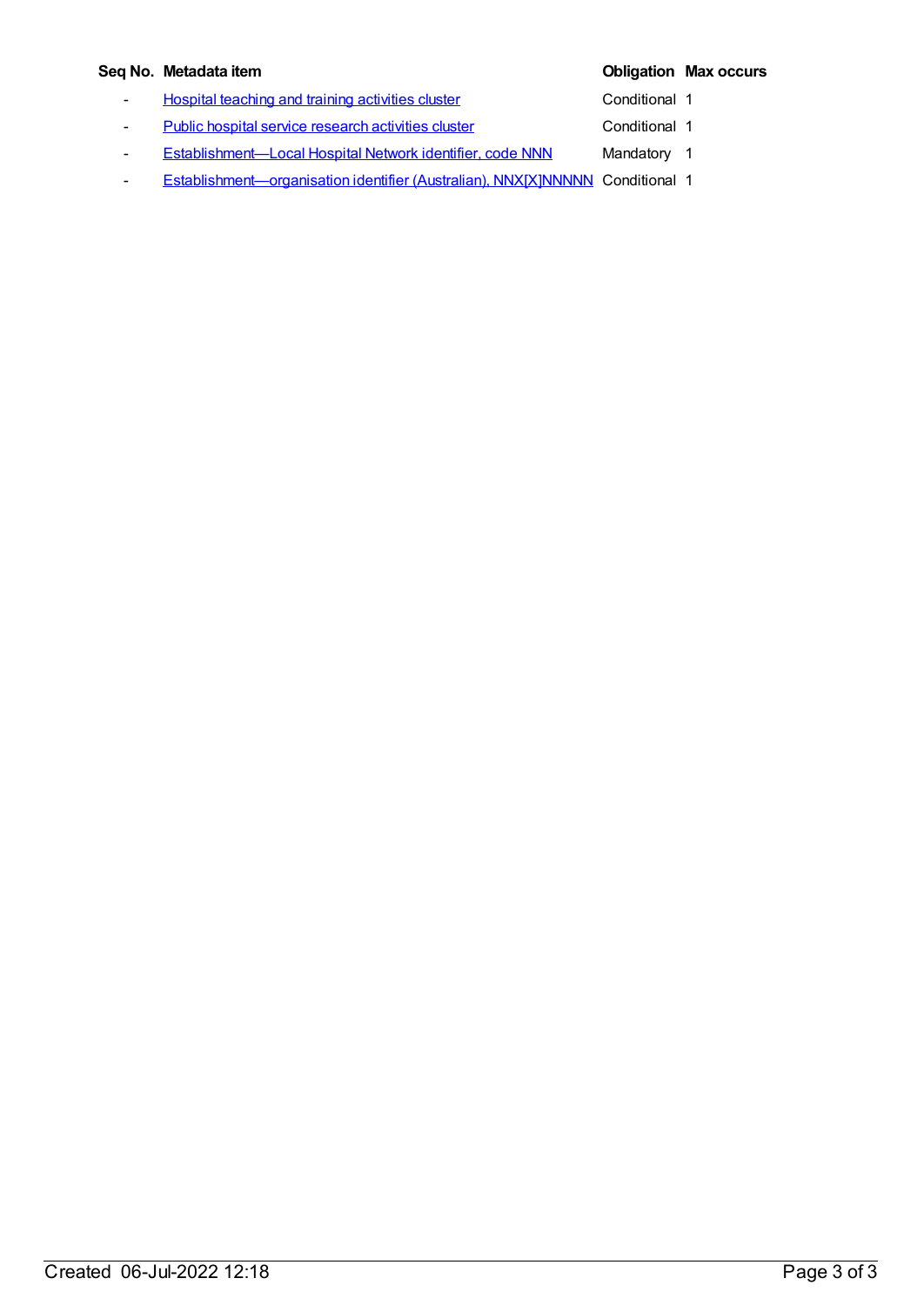| Seq No. | Metadata item | Obligation | Max occurs |
| --- | --- | --- | --- |
| - | Hospital teaching and training activities cluster | Conditional | 1 |
| - | Public hospital service research activities cluster | Conditional | 1 |
| - | Establishment—Local Hospital Network identifier, code NNN | Mandatory | 1 |
| - | Establishment—organisation identifier (Australian), NNX[X]NNNNN | Conditional | 1 |